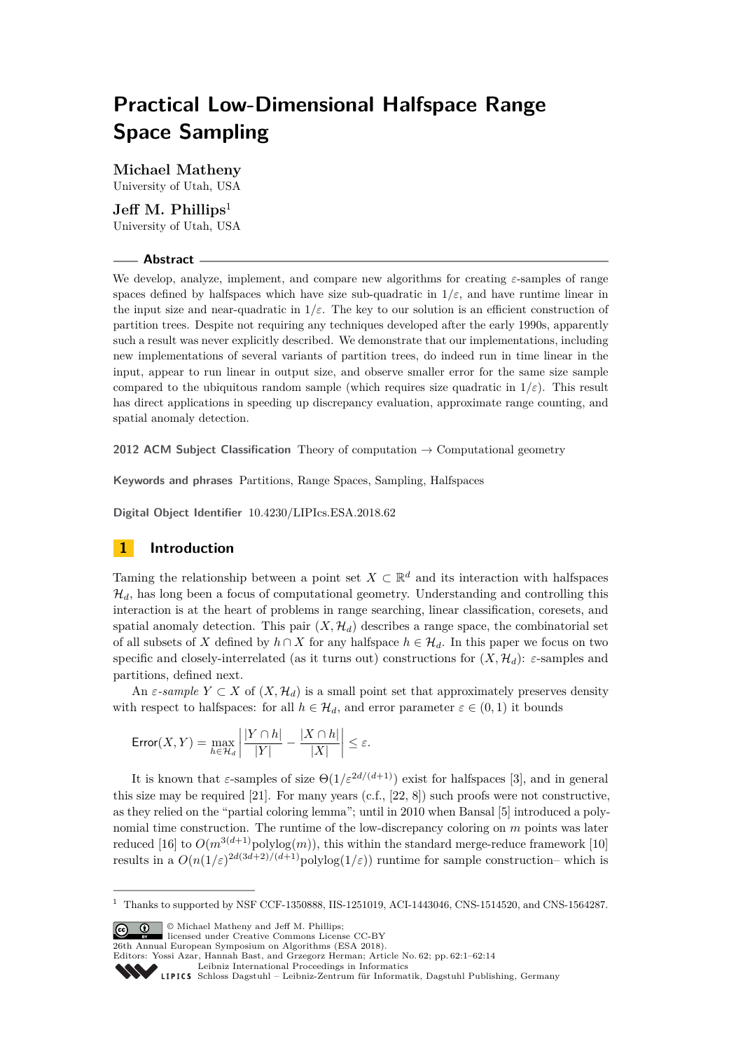# Practical Low-Dimensional Halfspace Range Space Sampling

**Michael Matheny**
University of Utah, USA

**Jeff M. Phillips**[1]
University of Utah, USA

## Abstract

We develop, analyze, implement, and compare new algorithms for creating $\varepsilon$-samples of range spaces defined by halfspaces which have size sub-quadratic in $1/\varepsilon$, and have runtime linear in the input size and near-quadratic in $1/\varepsilon$. The key to our solution is an efficient construction of partition trees. Despite not requiring any techniques developed after the early 1990s, apparently such a result was never explicitly described. We demonstrate that our implementations, including new implementations of several variants of partition trees, do indeed run in time linear in the input, appear to run linear in output size, and observe smaller error for the same size sample compared to the ubiquitous random sample (which requires size quadratic in $1/\varepsilon$). This result has direct applications in speeding up discrepancy evaluation, approximate range counting, and spatial anomaly detection.

**2012 ACM Subject Classification** Theory of computation → Computational geometry

**Keywords and phrases** Partitions, Range Spaces, Sampling, Halfspaces

**Digital Object Identifier** 10.4230/LIPIcs.ESA.2018.62

## 1 Introduction

Taming the relationship between a point set $X \subset \mathbb{R}^d$ and its interaction with halfspaces $\mathcal{H}_d$, has long been a focus of computational geometry. Understanding and controlling this interaction is at the heart of problems in range searching, linear classification, coresets, and spatial anomaly detection. This pair $(X, \mathcal{H}_d)$ describes a range space, the combinatorial set of all subsets of $X$ defined by $h \cap X$ for any halfspace $h \in \mathcal{H}_d$. In this paper we focus on two specific and closely-interrelated (as it turns out) constructions for $(X, \mathcal{H}_d)$: $\varepsilon$-samples and partitions, defined next.

An *$\varepsilon$-sample* $Y \subset X$ of $(X, \mathcal{H}_d)$ is a small point set that approximately preserves density with respect to halfspaces: for all $h \in \mathcal{H}_d$, and error parameter $\varepsilon \in (0, 1)$ it bounds

$$\mathsf{Error}(X, Y) = \max_{h \in \mathcal{H}_d} \left| \frac{|Y \cap h|}{|Y|} - \frac{|X \cap h|}{|X|} \right| \leq \varepsilon.$$

It is known that $\varepsilon$-samples of size $\Theta(1/\varepsilon^{2d/(d+1)})$ exist for halfspaces [3], and in general this size may be required [21]. For many years (c.f., [22, 8]) such proofs were not constructive, as they relied on the "partial coloring lemma"; until in 2010 when Bansal [5] introduced a polynomial time construction. The runtime of the low-discrepancy coloring on $m$ points was later reduced [16] to $O(m^{3(d+1)}\text{polylog}(m))$, this within the standard merge-reduce framework [10] results in a $O(n(1/\varepsilon)^{2d(3d+2)/(d+1)}\text{polylog}(1/\varepsilon))$ runtime for sample construction– which is

[1] Thanks to supported by NSF CCF-1350888, IIS-1251019, ACI-1443046, CNS-1514520, and CNS-1564287.

© Michael Matheny and Jeff M. Phillips; licensed under Creative Commons License CC-BY
26th Annual European Symposium on Algorithms (ESA 2018).
Editors: Yossi Azar, Hannah Bast, and Grzegorz Herman; Article No. 62; pp. 62:1–62:14
Leibniz International Proceedings in Informatics
Schloss Dagstuhl – Leibniz-Zentrum für Informatik, Dagstuhl Publishing, Germany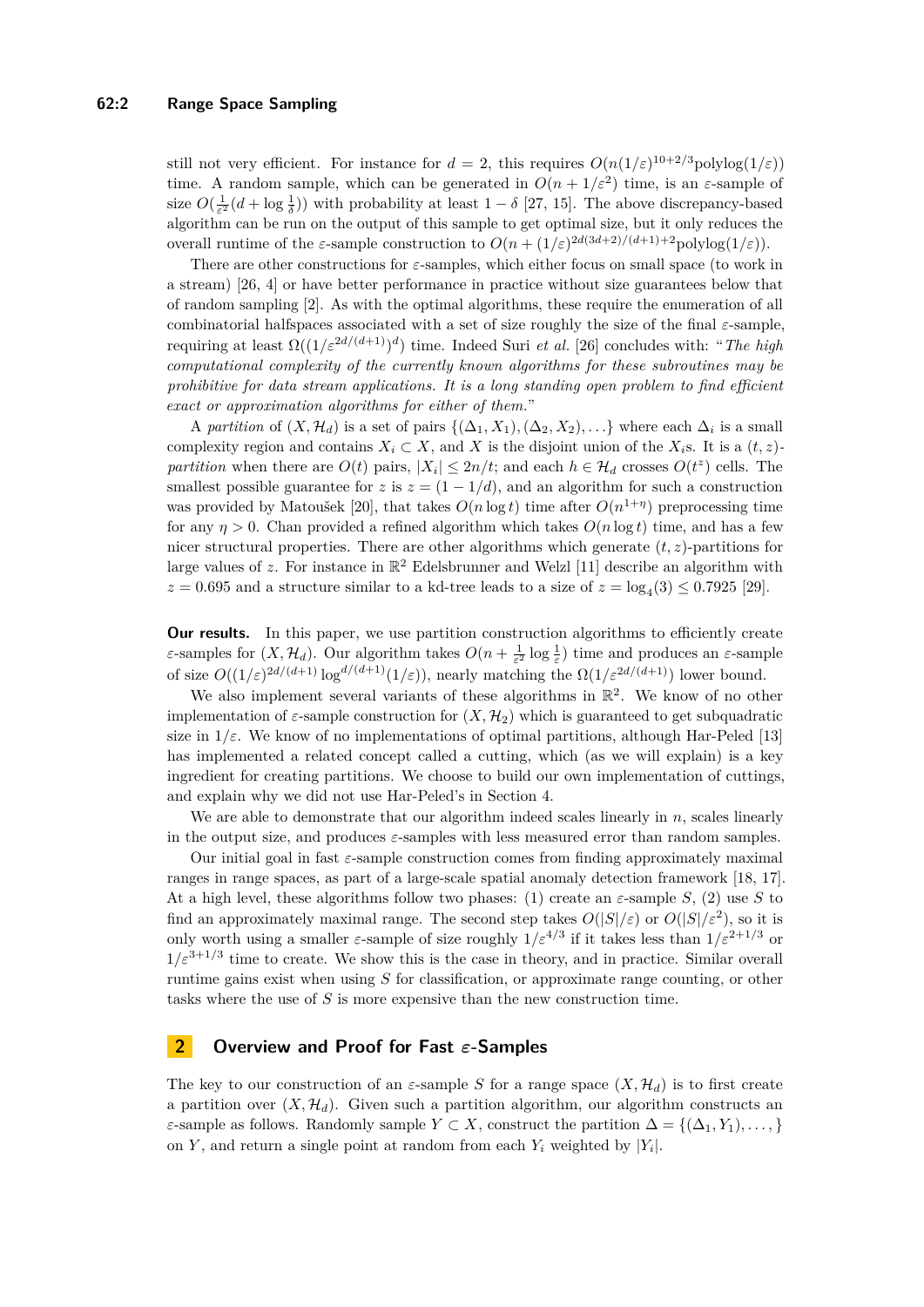still not very efficient. For instance for $d = 2$, this requires $O(n(1/\varepsilon)^{10+2/3}\text{polylog}(1/\varepsilon))$ time. A random sample, which can be generated in $O(n + 1/\varepsilon^2)$ time, is an $\varepsilon$-sample of size $O(\frac{1}{\varepsilon^2}(d + \log \frac{1}{\delta}))$ with probability at least $1 - \delta$ [27, 15]. The above discrepancy-based algorithm can be run on the output of this sample to get optimal size, but it only reduces the overall runtime of the $\varepsilon$-sample construction to $O(n + (1/\varepsilon)^{2d(3d+2)/(d+1)+2}\text{polylog}(1/\varepsilon))$.

There are other constructions for $\varepsilon$-samples, which either focus on small space (to work in a stream) [26, 4] or have better performance in practice without size guarantees below that of random sampling [2]. As with the optimal algorithms, these require the enumeration of all combinatorial halfspaces associated with a set of size roughly the size of the final $\varepsilon$-sample, requiring at least $\Omega((1/\varepsilon^{2d/(d+1)})^d)$ time. Indeed Suri *et al.* [26] concludes with: "*The high computational complexity of the currently known algorithms for these subroutines may be prohibitive for data stream applications. It is a long standing open problem to find efficient exact or approximation algorithms for either of them.*"

A *partition* of $(X, \mathcal{H}_d)$ is a set of pairs $\{(\Delta_1, X_1), (\Delta_2, X_2), \ldots\}$ where each $\Delta_i$ is a small complexity region and contains $X_i \subset X$, and $X$ is the disjoint union of the $X_i$s. It is a $(t, z)$-*partition* when there are $O(t)$ pairs, $|X_i| \leq 2n/t$; and each $h \in \mathcal{H}_d$ crosses $O(t^z)$ cells. The smallest possible guarantee for $z$ is $z = (1 - 1/d)$, and an algorithm for such a construction was provided by Matoušek [20], that takes $O(n \log t)$ time after $O(n^{1+\eta})$ preprocessing time for any $\eta > 0$. Chan provided a refined algorithm which takes $O(n \log t)$ time, and has a few nicer structural properties. There are other algorithms which generate $(t, z)$-partitions for large values of $z$. For instance in $\mathbb{R}^2$ Edelsbrunner and Welzl [11] describe an algorithm with $z = 0.695$ and a structure similar to a kd-tree leads to a size of $z = \log_4(3) \leq 0.7925$ [29].

**Our results.** In this paper, we use partition construction algorithms to efficiently create $\varepsilon$-samples for $(X, \mathcal{H}_d)$. Our algorithm takes $O(n + \frac{1}{\varepsilon^2} \log \frac{1}{\varepsilon})$ time and produces an $\varepsilon$-sample of size $O((1/\varepsilon)^{2d/(d+1)} \log^{d/(d+1)}(1/\varepsilon))$, nearly matching the $\Omega(1/\varepsilon^{2d/(d+1)})$ lower bound.

We also implement several variants of these algorithms in $\mathbb{R}^2$. We know of no other implementation of $\varepsilon$-sample construction for $(X, \mathcal{H}_2)$ which is guaranteed to get subquadratic size in $1/\varepsilon$. We know of no implementations of optimal partitions, although Har-Peled [13] has implemented a related concept called a cutting, which (as we will explain) is a key ingredient for creating partitions. We choose to build our own implementation of cuttings, and explain why we did not use Har-Peled's in Section 4.

We are able to demonstrate that our algorithm indeed scales linearly in $n$, scales linearly in the output size, and produces $\varepsilon$-samples with less measured error than random samples.

Our initial goal in fast $\varepsilon$-sample construction comes from finding approximately maximal ranges in range spaces, as part of a large-scale spatial anomaly detection framework [18, 17]. At a high level, these algorithms follow two phases: (1) create an $\varepsilon$-sample $S$, (2) use $S$ to find an approximately maximal range. The second step takes $O(|S|/\varepsilon)$ or $O(|S|/\varepsilon^2)$, so it is only worth using a smaller $\varepsilon$-sample of size roughly $1/\varepsilon^{4/3}$ if it takes less than $1/\varepsilon^{2+1/3}$ or $1/\varepsilon^{3+1/3}$ time to create. We show this is the case in theory, and in practice. Similar overall runtime gains exist when using $S$ for classification, or approximate range counting, or other tasks where the use of $S$ is more expensive than the new construction time.

## 2 Overview and Proof for Fast $\varepsilon$-Samples

The key to our construction of an $\varepsilon$-sample $S$ for a range space $(X, \mathcal{H}_d)$ is to first create a partition over $(X, \mathcal{H}_d)$. Given such a partition algorithm, our algorithm constructs an $\varepsilon$-sample as follows. Randomly sample $Y \subset X$, construct the partition $\Delta = \{(\Delta_1, Y_1), \ldots, \}$ on $Y$, and return a single point at random from each $Y_i$ weighted by $|Y_i|$.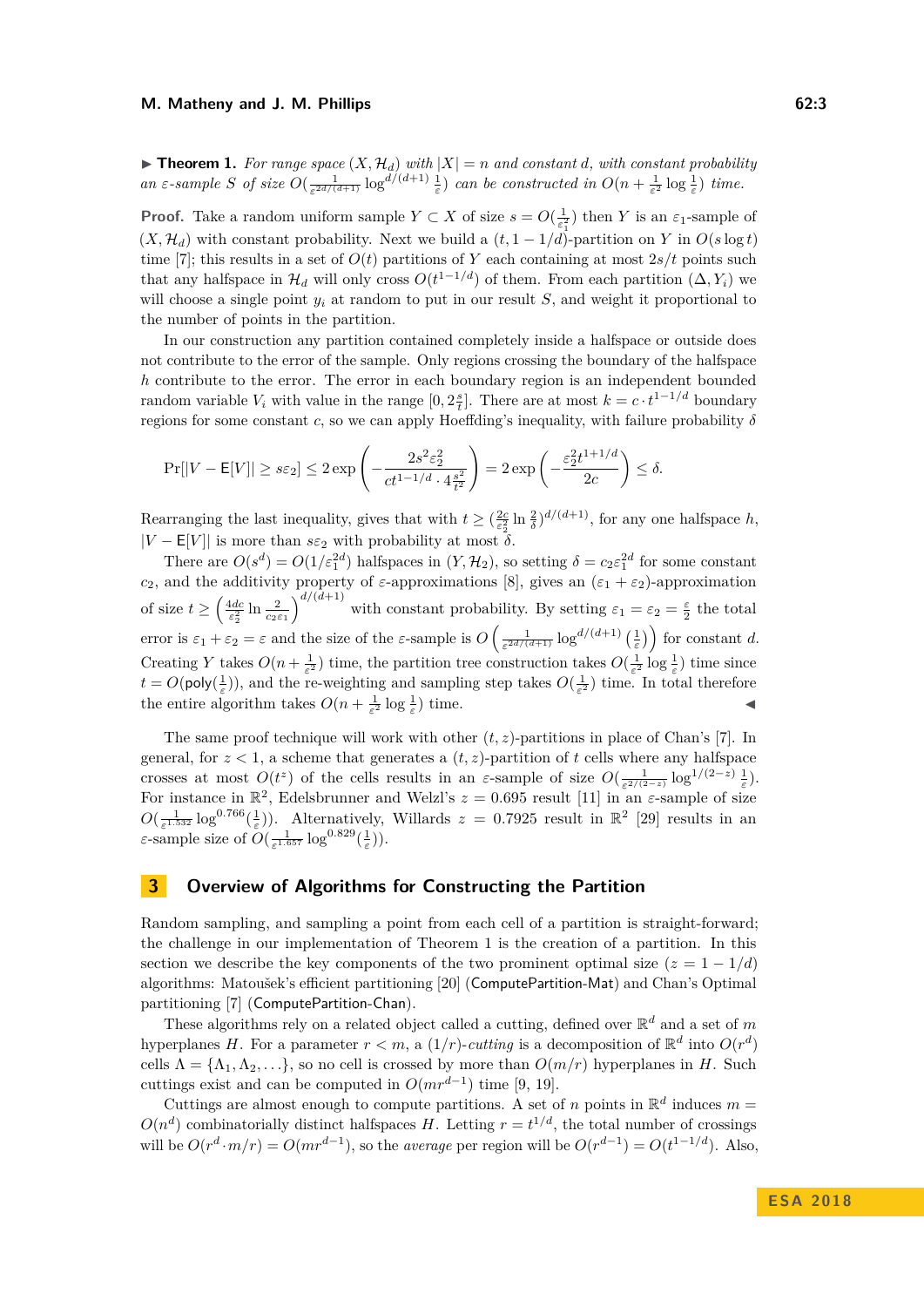▶ **Theorem 1.** *For range space $(X, \mathcal{H}_d)$ with $|X| = n$ and constant $d$, with constant probability an $\varepsilon$-sample $S$ of size $O(\frac{1}{\varepsilon^{2d/(d+1)}} \log^{d/(d+1)} \frac{1}{\varepsilon})$ can be constructed in $O(n + \frac{1}{\varepsilon^2} \log \frac{1}{\varepsilon})$ time.*

**Proof.** Take a random uniform sample $Y \subset X$ of size $s = O(\frac{1}{\varepsilon_1^2})$ then $Y$ is an $\varepsilon_1$-sample of $(X, \mathcal{H}_d)$ with constant probability. Next we build a $(t, 1 - 1/d)$-partition on $Y$ in $O(s \log t)$ time [7]; this results in a set of $O(t)$ partitions of $Y$ each containing at most $2s/t$ points such that any halfspace in $\mathcal{H}_d$ will only cross $O(t^{1-1/d})$ of them. From each partition $(\Delta, Y_i)$ we will choose a single point $y_i$ at random to put in our result $S$, and weight it proportional to the number of points in the partition.

In our construction any partition contained completely inside a halfspace or outside does not contribute to the error of the sample. Only regions crossing the boundary of the halfspace $h$ contribute to the error. The error in each boundary region is an independent bounded random variable $V_i$ with value in the range $[0, 2\frac{s}{t}]$. There are at most $k = c \cdot t^{1-1/d}$ boundary regions for some constant $c$, so we can apply Hoeffding's inequality, with failure probability $\delta$

$$\Pr[|V - \mathsf{E}[V]| \geq s\varepsilon_2] \leq 2 \exp\left(-\frac{2s^2\varepsilon_2^2}{ct^{1-1/d} \cdot 4\frac{s^2}{t^2}}\right) = 2\exp\left(-\frac{\varepsilon_2^2 t^{1+1/d}}{2c}\right) \leq \delta.$$

Rearranging the last inequality, gives that with $t \geq (\frac{2c}{\varepsilon_2^2} \ln \frac{2}{\delta})^{d/(d+1)}$, for any one halfspace $h$, $|V - \mathsf{E}[V]|$ is more than $s\varepsilon_2$ with probability at most $\delta$.

There are $O(s^d) = O(1/\varepsilon_1^{2d})$ halfspaces in $(Y, \mathcal{H}_2)$, so setting $\delta = c_2\varepsilon_1^{2d}$ for some constant $c_2$, and the additivity property of $\varepsilon$-approximations [8], gives an $(\varepsilon_1 + \varepsilon_2)$-approximation of size $t \geq \left(\frac{4dc}{\varepsilon_2^2} \ln \frac{2}{c_2\varepsilon_1}\right)^{d/(d+1)}$ with constant probability. By setting $\varepsilon_1 = \varepsilon_2 = \frac{\varepsilon}{2}$ the total error is $\varepsilon_1 + \varepsilon_2 = \varepsilon$ and the size of the $\varepsilon$-sample is $O\left(\frac{1}{\varepsilon^{2d/(d+1)}} \log^{d/(d+1)}\left(\frac{1}{\varepsilon}\right)\right)$ for constant $d$. Creating $Y$ takes $O(n + \frac{1}{\varepsilon^2})$ time, the partition tree construction takes $O(\frac{1}{\varepsilon^2} \log \frac{1}{\varepsilon})$ time since $t = O(\mathsf{poly}(\frac{1}{\varepsilon}))$, and the re-weighting and sampling step takes $O(\frac{1}{\varepsilon^2})$ time. In total therefore the entire algorithm takes $O(n + \frac{1}{\varepsilon^2} \log \frac{1}{\varepsilon})$ time. ◀

The same proof technique will work with other $(t, z)$-partitions in place of Chan's [7]. In general, for $z < 1$, a scheme that generates a $(t, z)$-partition of $t$ cells where any halfspace crosses at most $O(t^z)$ of the cells results in an $\varepsilon$-sample of size $O(\frac{1}{\varepsilon^{2/(2-z)}} \log^{1/(2-z)} \frac{1}{\varepsilon})$. For instance in $\mathbb{R}^2$, Edelsbrunner and Welzl's $z = 0.695$ result [11] in an $\varepsilon$-sample of size $O(\frac{1}{\varepsilon^{1.532}} \log^{0.766}(\frac{1}{\varepsilon}))$. Alternatively, Willards $z = 0.7925$ result in $\mathbb{R}^2$ [29] results in an $\varepsilon$-sample size of $O(\frac{1}{\varepsilon^{1.657}} \log^{0.829}(\frac{1}{\varepsilon}))$.

## 3 Overview of Algorithms for Constructing the Partition

Random sampling, and sampling a point from each cell of a partition is straight-forward; the challenge in our implementation of Theorem 1 is the creation of a partition. In this section we describe the key components of the two prominent optimal size ($z = 1 - 1/d$) algorithms: Matoušek's efficient partitioning [20] (ComputePartition-Mat) and Chan's Optimal partitioning [7] (ComputePartition-Chan).

These algorithms rely on a related object called a cutting, defined over $\mathbb{R}^d$ and a set of $m$ hyperplanes $H$. For a parameter $r < m$, a $(1/r)$-*cutting* is a decomposition of $\mathbb{R}^d$ into $O(r^d)$ cells $\Lambda = \{\Lambda_1, \Lambda_2, \ldots\}$, so no cell is crossed by more than $O(m/r)$ hyperplanes in $H$. Such cuttings exist and can be computed in $O(mr^{d-1})$ time [9, 19].

Cuttings are almost enough to compute partitions. A set of $n$ points in $\mathbb{R}^d$ induces $m = O(n^d)$ combinatorially distinct halfspaces $H$. Letting $r = t^{1/d}$, the total number of crossings will be $O(r^d \cdot m/r) = O(mr^{d-1})$, so the *average* per region will be $O(r^{d-1}) = O(t^{1-1/d})$. Also,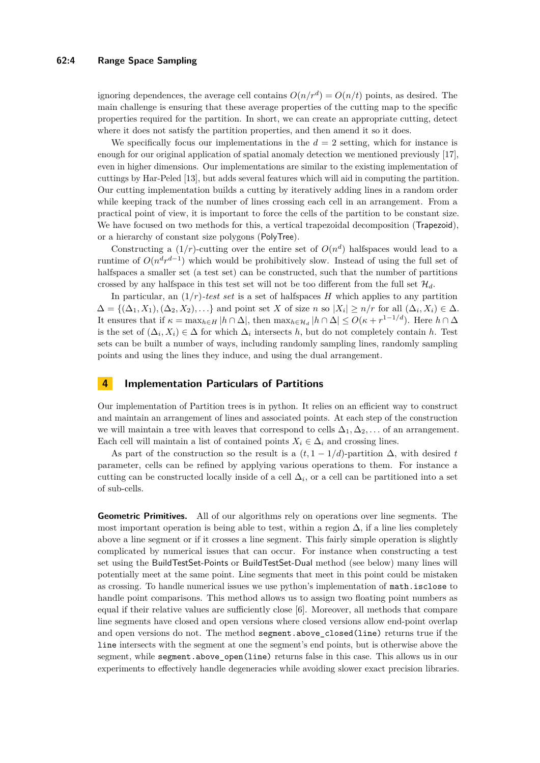ignoring dependences, the average cell contains $O(n/r^d) = O(n/t)$ points, as desired. The main challenge is ensuring that these average properties of the cutting map to the specific properties required for the partition. In short, we can create an appropriate cutting, detect where it does not satisfy the partition properties, and then amend it so it does.

We specifically focus our implementations in the $d = 2$ setting, which for instance is enough for our original application of spatial anomaly detection we mentioned previously [17], even in higher dimensions. Our implementations are similar to the existing implementation of cuttings by Har-Peled [13], but adds several features which will aid in computing the partition. Our cutting implementation builds a cutting by iteratively adding lines in a random order while keeping track of the number of lines crossing each cell in an arrangement. From a practical point of view, it is important to force the cells of the partition to be constant size. We have focused on two methods for this, a vertical trapezoidal decomposition (Trapezoid), or a hierarchy of constant size polygons (PolyTree).

Constructing a $(1/r)$-cutting over the entire set of $O(n^d)$ halfspaces would lead to a runtime of $O(n^d r^{d-1})$ which would be prohibitively slow. Instead of using the full set of halfspaces a smaller set (a test set) can be constructed, such that the number of partitions crossed by any halfspace in this test set will not be too different from the full set $\mathcal{H}_d$.

In particular, an $(1/r)$-*test set* is a set of halfspaces $H$ which applies to any partition $\Delta = \{(\Delta_1, X_1), (\Delta_2, X_2), \ldots\}$ and point set $X$ of size $n$ so $|X_i| \geq n/r$ for all $(\Delta_i, X_i) \in \Delta$. It ensures that if $\kappa = \max_{h \in H} |h \cap \Delta|$, then $\max_{h \in \mathcal{H}_d} |h \cap \Delta| \leq O(\kappa + r^{1-1/d})$. Here $h \cap \Delta$ is the set of $(\Delta_i, X_i) \in \Delta$ for which $\Delta_i$ intersects $h$, but do not completely contain $h$. Test sets can be built a number of ways, including randomly sampling lines, randomly sampling points and using the lines they induce, and using the dual arrangement.

## 4 Implementation Particulars of Partitions

Our implementation of Partition trees is in python. It relies on an efficient way to construct and maintain an arrangement of lines and associated points. At each step of the construction we will maintain a tree with leaves that correspond to cells $\Delta_1, \Delta_2, \ldots$ of an arrangement. Each cell will maintain a list of contained points $X_i \in \Delta_i$ and crossing lines.

As part of the construction so the result is a $(t, 1 - 1/d)$-partition $\Delta$, with desired $t$ parameter, cells can be refined by applying various operations to them. For instance a cutting can be constructed locally inside of a cell $\Delta_i$, or a cell can be partitioned into a set of sub-cells.

**Geometric Primitives.** All of our algorithms rely on operations over line segments. The most important operation is being able to test, within a region $\Delta$, if a line lies completely above a line segment or if it crosses a line segment. This fairly simple operation is slightly complicated by numerical issues that can occur. For instance when constructing a test set using the BuildTestSet-Points or BuildTestSet-Dual method (see below) many lines will potentially meet at the same point. Line segments that meet in this point could be mistaken as crossing. To handle numerical issues we use python's implementation of `math.isclose` to handle point comparisons. This method allows us to assign two floating point numbers as equal if their relative values are sufficiently close [6]. Moreover, all methods that compare line segments have closed and open versions where closed versions allow end-point overlap and open versions do not. The method `segment.above_closed(line)` returns true if the `line` intersects with the segment at one the segment's end points, but is otherwise above the segment, while `segment.above_open(line)` returns false in this case. This allows us in our experiments to effectively handle degeneracies while avoiding slower exact precision libraries.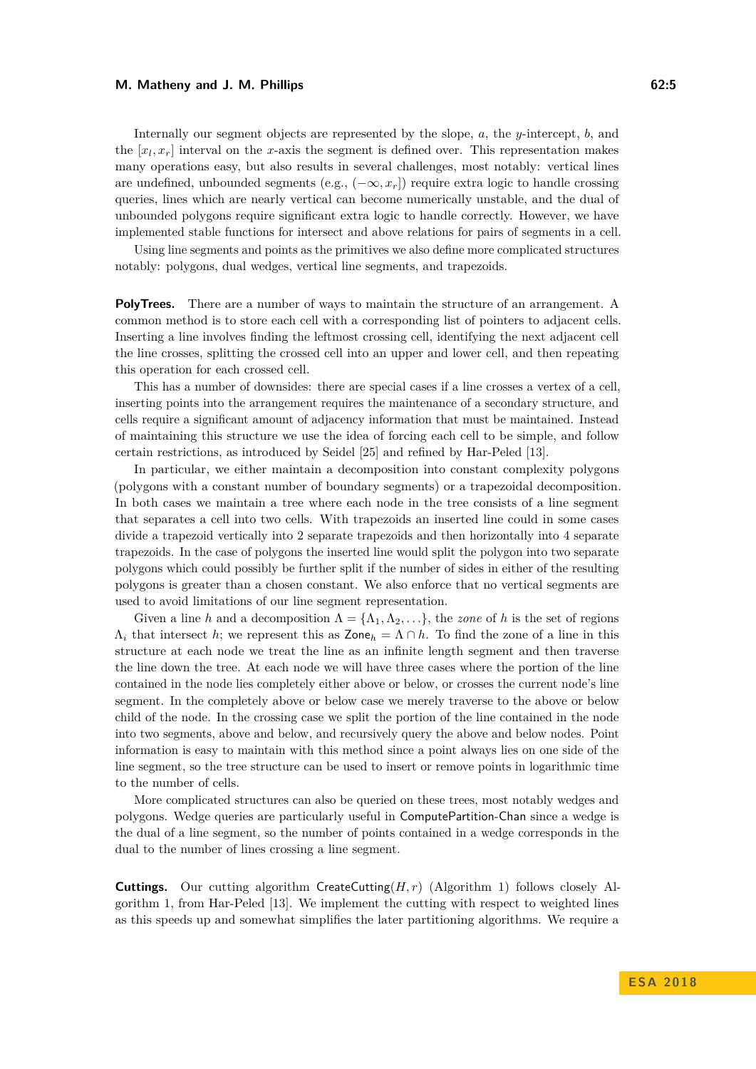Internally our segment objects are represented by the slope, $a$, the $y$-intercept, $b$, and the $[x_l, x_r]$ interval on the $x$-axis the segment is defined over. This representation makes many operations easy, but also results in several challenges, most notably: vertical lines are undefined, unbounded segments (e.g., $(-\infty, x_r]$) require extra logic to handle crossing queries, lines which are nearly vertical can become numerically unstable, and the dual of unbounded polygons require significant extra logic to handle correctly. However, we have implemented stable functions for intersect and above relations for pairs of segments in a cell.

Using line segments and points as the primitives we also define more complicated structures notably: polygons, dual wedges, vertical line segments, and trapezoids.

**PolyTrees.** There are a number of ways to maintain the structure of an arrangement. A common method is to store each cell with a corresponding list of pointers to adjacent cells. Inserting a line involves finding the leftmost crossing cell, identifying the next adjacent cell the line crosses, splitting the crossed cell into an upper and lower cell, and then repeating this operation for each crossed cell.

This has a number of downsides: there are special cases if a line crosses a vertex of a cell, inserting points into the arrangement requires the maintenance of a secondary structure, and cells require a significant amount of adjacency information that must be maintained. Instead of maintaining this structure we use the idea of forcing each cell to be simple, and follow certain restrictions, as introduced by Seidel [25] and refined by Har-Peled [13].

In particular, we either maintain a decomposition into constant complexity polygons (polygons with a constant number of boundary segments) or a trapezoidal decomposition. In both cases we maintain a tree where each node in the tree consists of a line segment that separates a cell into two cells. With trapezoids an inserted line could in some cases divide a trapezoid vertically into 2 separate trapezoids and then horizontally into 4 separate trapezoids. In the case of polygons the inserted line would split the polygon into two separate polygons which could possibly be further split if the number of sides in either of the resulting polygons is greater than a chosen constant. We also enforce that no vertical segments are used to avoid limitations of our line segment representation.

Given a line $h$ and a decomposition $\Lambda = \{\Lambda_1, \Lambda_2, \ldots\}$, the *zone* of $h$ is the set of regions $\Lambda_i$ that intersect $h$; we represent this as $\mathsf{Zone}_h = \Lambda \cap h$. To find the zone of a line in this structure at each node we treat the line as an infinite length segment and then traverse the line down the tree. At each node we will have three cases where the portion of the line contained in the node lies completely either above or below, or crosses the current node's line segment. In the completely above or below case we merely traverse to the above or below child of the node. In the crossing case we split the portion of the line contained in the node into two segments, above and below, and recursively query the above and below nodes. Point information is easy to maintain with this method since a point always lies on one side of the line segment, so the tree structure can be used to insert or remove points in logarithmic time to the number of cells.

More complicated structures can also be queried on these trees, most notably wedges and polygons. Wedge queries are particularly useful in ComputePartition-Chan since a wedge is the dual of a line segment, so the number of points contained in a wedge corresponds in the dual to the number of lines crossing a line segment.

**Cuttings.** Our cutting algorithm CreateCutting$(H, r)$ (Algorithm 1) follows closely Algorithm 1, from Har-Peled [13]. We implement the cutting with respect to weighted lines as this speeds up and somewhat simplifies the later partitioning algorithms. We require a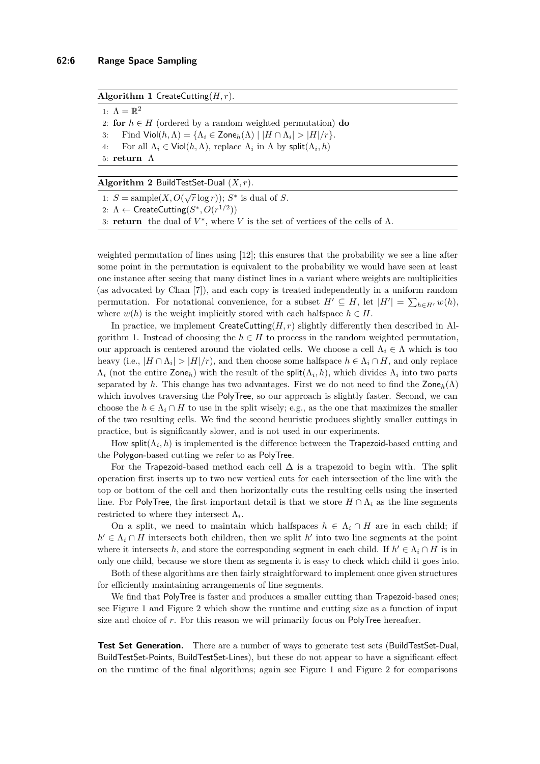**Algorithm 1** CreateCutting$(H, r)$.

```
1: Λ = ℝ²
2: for h ∈ H (ordered by a random weighted permutation) do
3:     Find Viol(h, Λ) = {Λ_i ∈ Zone_h(Λ) | |H ∩ Λ_i| > |H|/r}.
4:     For all Λ_i ∈ Viol(h, Λ), replace Λ_i in Λ by split(Λ_i, h)
5: return Λ
```

**Algorithm 2** BuildTestSet-Dual $(X, r)$.

```
1: S = sample(X, O(√r log r)); S* is dual of S.
2: Λ ← CreateCutting(S*, O(r^{1/2}))
3: return the dual of V*, where V is the set of vertices of the cells of Λ.
```

weighted permutation of lines using [12]; this ensures that the probability we see a line after some point in the permutation is equivalent to the probability we would have seen at least one instance after seeing that many distinct lines in a variant where weights are multiplicities (as advocated by Chan [7]), and each copy is treated independently in a uniform random permutation. For notational convenience, for a subset $H' \subseteq H$, let $|H'| = \sum_{h \in H'} w(h)$, where $w(h)$ is the weight implicitly stored with each halfspace $h \in H$.

In practice, we implement CreateCutting$(H, r)$ slightly differently then described in Algorithm 1. Instead of choosing the $h \in H$ to process in the random weighted permutation, our approach is centered around the violated cells. We choose a cell $\Lambda_i \in \Lambda$ which is too heavy (i.e., $|H \cap \Lambda_i| > |H|/r$), and then choose some halfspace $h \in \Lambda_i \cap H$, and only replace $\Lambda_i$ (not the entire $\mathsf{Zone}_h$) with the result of the split$(\Lambda_i, h)$, which divides $\Lambda_i$ into two parts separated by $h$. This change has two advantages. First we do not need to find the $\mathsf{Zone}_h(\Lambda)$ which involves traversing the PolyTree, so our approach is slightly faster. Second, we can choose the $h \in \Lambda_i \cap H$ to use in the split wisely; e.g., as the one that maximizes the smaller of the two resulting cells. We find the second heuristic produces slightly smaller cuttings in practice, but is significantly slower, and is not used in our experiments.

How split$(\Lambda_i, h)$ is implemented is the difference between the Trapezoid-based cutting and the Polygon-based cutting we refer to as PolyTree.

For the Trapezoid-based method each cell $\Delta$ is a trapezoid to begin with. The split operation first inserts up to two new vertical cuts for each intersection of the line with the top or bottom of the cell and then horizontally cuts the resulting cells using the inserted line. For PolyTree, the first important detail is that we store $H \cap \Lambda_i$ as the line segments restricted to where they intersect $\Lambda_i$.

On a split, we need to maintain which halfspaces $h \in \Lambda_i \cap H$ are in each child; if $h' \in \Lambda_i \cap H$ intersects both children, then we split $h'$ into two line segments at the point where it intersects $h$, and store the corresponding segment in each child. If $h' \in \Lambda_i \cap H$ is in only one child, because we store them as segments it is easy to check which child it goes into.

Both of these algorithms are then fairly straightforward to implement once given structures for efficiently maintaining arrangements of line segments.

We find that PolyTree is faster and produces a smaller cutting than Trapezoid-based ones; see Figure 1 and Figure 2 which show the runtime and cutting size as a function of input size and choice of $r$. For this reason we will primarily focus on PolyTree hereafter.

**Test Set Generation.** There are a number of ways to generate test sets (BuildTestSet-Dual, BuildTestSet-Points, BuildTestSet-Lines), but these do not appear to have a significant effect on the runtime of the final algorithms; again see Figure 1 and Figure 2 for comparisons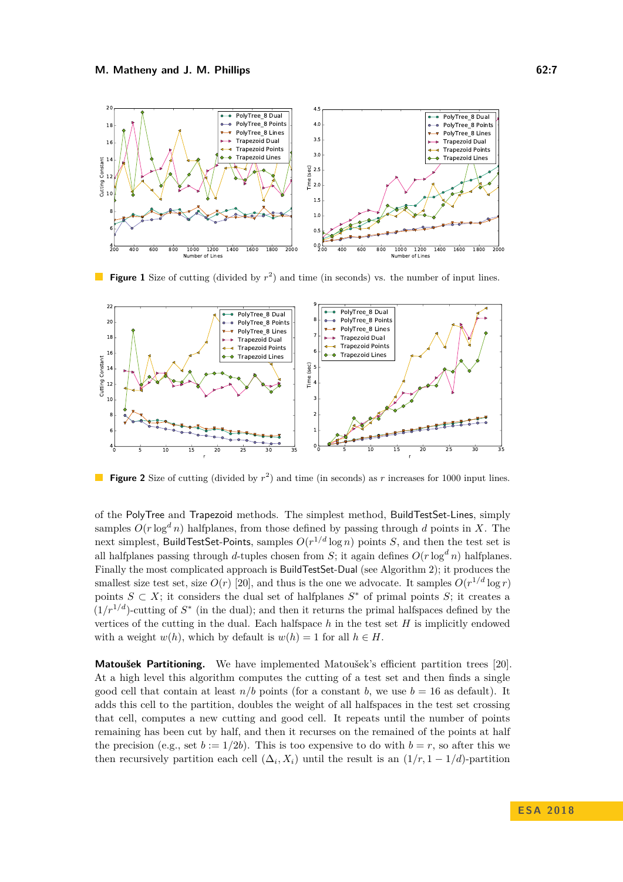**Figure 1** Size of cutting (divided by $r^2$) and time (in seconds) vs. the number of input lines.

**Figure 2** Size of cutting (divided by $r^2$) and time (in seconds) as $r$ increases for 1000 input lines.

of the PolyTree and Trapezoid methods. The simplest method, BuildTestSet-Lines, simply samples $O(r \log^d n)$ halfplanes, from those defined by passing through $d$ points in $X$. The next simplest, BuildTestSet-Points, samples $O(r^{1/d} \log n)$ points $S$, and then the test set is all halfplanes passing through $d$-tuples chosen from $S$; it again defines $O(r \log^d n)$ halfplanes. Finally the most complicated approach is BuildTestSet-Dual (see Algorithm 2); it produces the smallest size test set, size $O(r)$ [20], and thus is the one we advocate. It samples $O(r^{1/d} \log r)$ points $S \subset X$; it considers the dual set of halfplanes $S^*$ of primal points $S$; it creates a $(1/r^{1/d})$-cutting of $S^*$ (in the dual); and then it returns the primal halfspaces defined by the vertices of the cutting in the dual. Each halfspace $h$ in the test set $H$ is implicitly endowed with a weight $w(h)$, which by default is $w(h) = 1$ for all $h \in H$.

**Matoušek Partitioning.** We have implemented Matoušek's efficient partition trees [20]. At a high level this algorithm computes the cutting of a test set and then finds a single good cell that contain at least $n/b$ points (for a constant $b$, we use $b = 16$ as default). It adds this cell to the partition, doubles the weight of all halfspaces in the test set crossing that cell, computes a new cutting and good cell. It repeats until the number of points remaining has been cut by half, and then it recurses on the remained of the points at half the precision (e.g., set $b := 1/2b$). This is too expensive to do with $b = r$, so after this we then recursively partition each cell $(\Delta_i, X_i)$ until the result is an $(1/r, 1 - 1/d)$-partition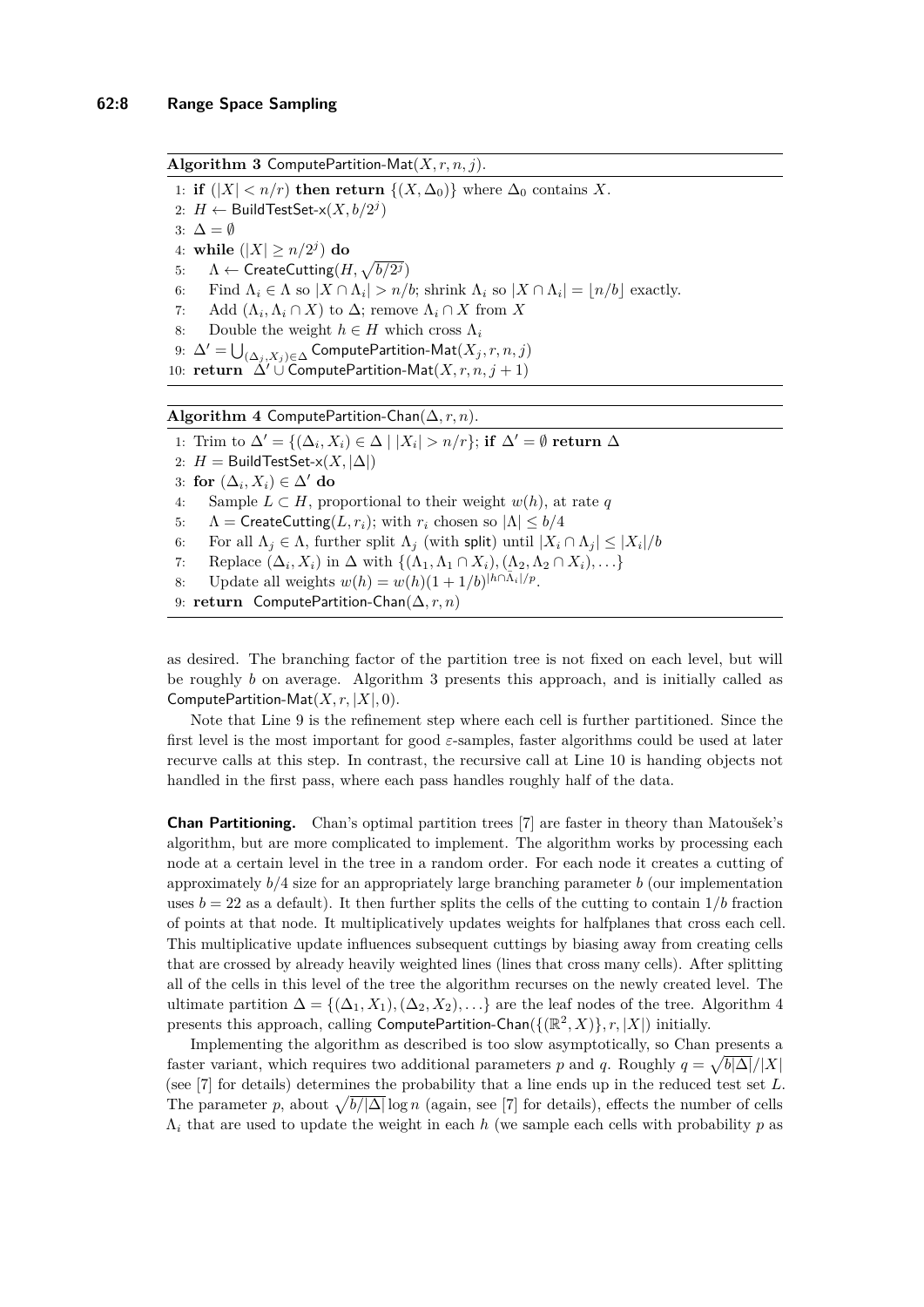**Algorithm 3** ComputePartition-Mat$(X, r, n, j)$.

```
1: if (|X| < n/r) then return {(X, Δ_0)} where Δ_0 contains X.
2: H ← BuildTestSet-x(X, b/2^j)
3: Δ = ∅
4: while (|X| ≥ n/2^j) do
5:     Λ ← CreateCutting(H, √(b/2^j))
6:     Find Λ_i ∈ Λ so |X ∩ Λ_i| > n/b; shrink Λ_i so |X ∩ Λ_i| = ⌊n/b⌋ exactly.
7:     Add (Λ_i, Λ_i ∩ X) to Δ; remove Λ_i ∩ X from X
8:     Double the weight h ∈ H which cross Λ_i
9: Δ' = ⋃_{(Δ_j, X_j) ∈ Δ} ComputePartition-Mat(X_j, r, n, j)
10: return Δ' ∪ ComputePartition-Mat(X, r, n, j + 1)
```

**Algorithm 4** ComputePartition-Chan$(\Delta, r, n)$.

```
1: Trim to Δ' = {(Δ_i, X_i) ∈ Δ | |X_i| > n/r}; if Δ' = ∅ return Δ
2: H = BuildTestSet-x(X, |Δ|)
3: for (Δ_i, X_i) ∈ Δ' do
4:     Sample L ⊂ H, proportional to their weight w(h), at rate q
5:     Λ = CreateCutting(L, r_i); with r_i chosen so |Λ| ≤ b/4
6:     For all Λ_j ∈ Λ, further split Λ_j (with split) until |X_i ∩ Λ_j| ≤ |X_i|/b
7:     Replace (Δ_i, X_i) in Δ with {(Λ_1, Λ_1 ∩ X_i), (Λ_2, Λ_2 ∩ X_i), ...}
8:     Update all weights w(h) = w(h)(1 + 1/b)^{|h ∩ Λ_i|/p}.
9: return ComputePartition-Chan(Δ, r, n)
```

as desired. The branching factor of the partition tree is not fixed on each level, but will be roughly $b$ on average. Algorithm 3 presents this approach, and is initially called as ComputePartition-Mat$(X, r, |X|, 0)$.

Note that Line 9 is the refinement step where each cell is further partitioned. Since the first level is the most important for good $\varepsilon$-samples, faster algorithms could be used at later recurve calls at this step. In contrast, the recursive call at Line 10 is handing objects not handled in the first pass, where each pass handles roughly half of the data.

**Chan Partitioning.** Chan's optimal partition trees [7] are faster in theory than Matoušek's algorithm, but are more complicated to implement. The algorithm works by processing each node at a certain level in the tree in a random order. For each node it creates a cutting of approximately $b/4$ size for an appropriately large branching parameter $b$ (our implementation uses $b = 22$ as a default). It then further splits the cells of the cutting to contain $1/b$ fraction of points at that node. It multiplicatively updates weights for halfplanes that cross each cell. This multiplicative update influences subsequent cuttings by biasing away from creating cells that are crossed by already heavily weighted lines (lines that cross many cells). After splitting all of the cells in this level of the tree the algorithm recurses on the newly created level. The ultimate partition $\Delta = \{(\Delta_1, X_1), (\Delta_2, X_2), \ldots\}$ are the leaf nodes of the tree. Algorithm 4 presents this approach, calling ComputePartition-Chan$(\{(\mathbb{R}^2, X)\}, r, |X|)$ initially.

Implementing the algorithm as described is too slow asymptotically, so Chan presents a faster variant, which requires two additional parameters $p$ and $q$. Roughly $q = \sqrt{b|\Delta|}/|X|$ (see [7] for details) determines the probability that a line ends up in the reduced test set $L$. The parameter $p$, about $\sqrt{b/|\Delta|}\log n$ (again, see [7] for details), effects the number of cells $\Lambda_i$ that are used to update the weight in each $h$ (we sample each cells with probability $p$ as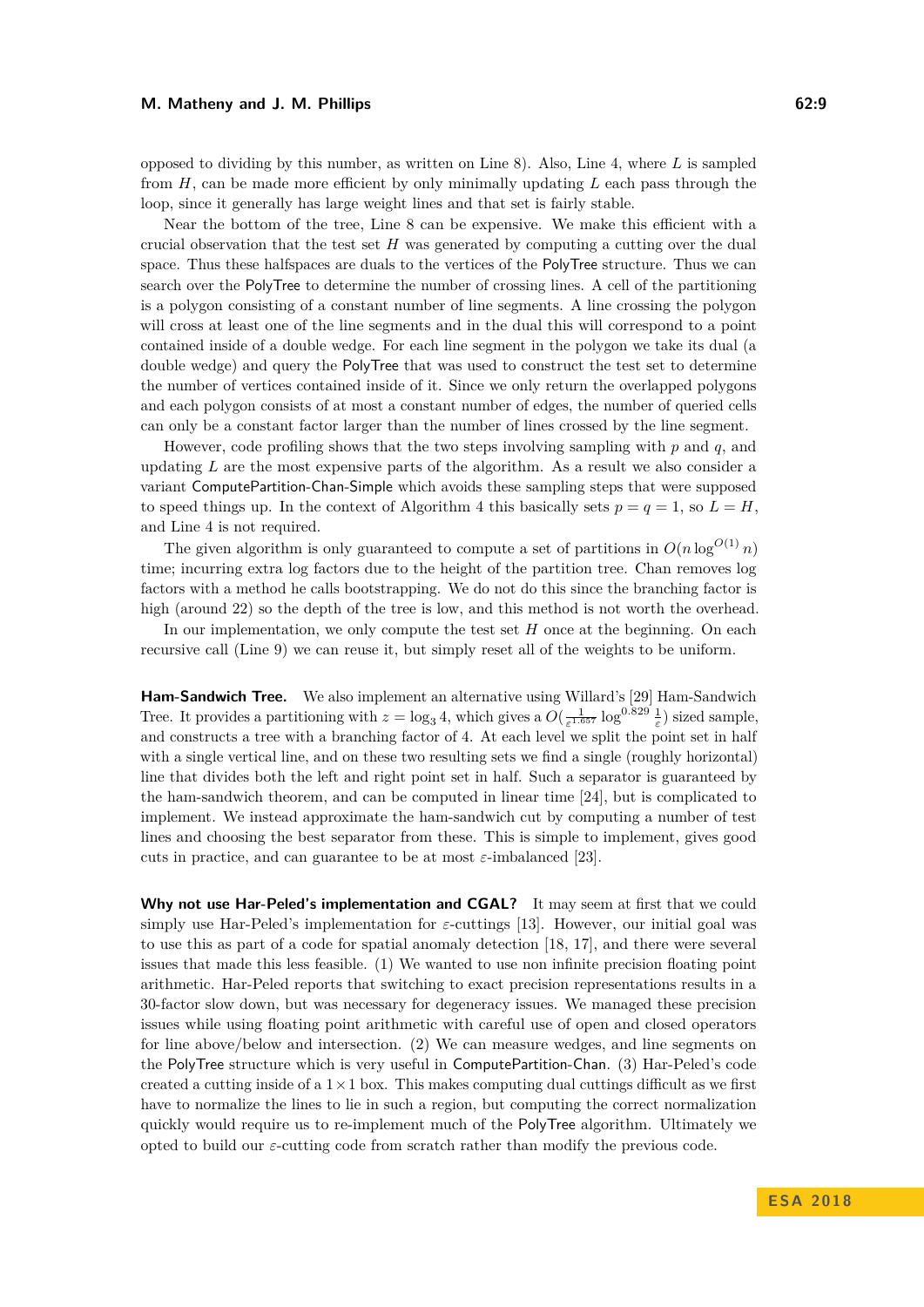opposed to dividing by this number, as written on Line 8). Also, Line 4, where $L$ is sampled from $H$, can be made more efficient by only minimally updating $L$ each pass through the loop, since it generally has large weight lines and that set is fairly stable.

Near the bottom of the tree, Line 8 can be expensive. We make this efficient with a crucial observation that the test set $H$ was generated by computing a cutting over the dual space. Thus these halfspaces are duals to the vertices of the PolyTree structure. Thus we can search over the PolyTree to determine the number of crossing lines. A cell of the partitioning is a polygon consisting of a constant number of line segments. A line crossing the polygon will cross at least one of the line segments and in the dual this will correspond to a point contained inside of a double wedge. For each line segment in the polygon we take its dual (a double wedge) and query the PolyTree that was used to construct the test set to determine the number of vertices contained inside of it. Since we only return the overlapped polygons and each polygon consists of at most a constant number of edges, the number of queried cells can only be a constant factor larger than the number of lines crossed by the line segment.

However, code profiling shows that the two steps involving sampling with $p$ and $q$, and updating $L$ are the most expensive parts of the algorithm. As a result we also consider a variant ComputePartition-Chan-Simple which avoids these sampling steps that were supposed to speed things up. In the context of Algorithm 4 this basically sets $p = q = 1$, so $L = H$, and Line 4 is not required.

The given algorithm is only guaranteed to compute a set of partitions in $O(n \log^{O(1)} n)$ time; incurring extra log factors due to the height of the partition tree. Chan removes log factors with a method he calls bootstrapping. We do not do this since the branching factor is high (around 22) so the depth of the tree is low, and this method is not worth the overhead.

In our implementation, we only compute the test set $H$ once at the beginning. On each recursive call (Line 9) we can reuse it, but simply reset all of the weights to be uniform.

**Ham-Sandwich Tree.** We also implement an alternative using Willard's [29] Ham-Sandwich Tree. It provides a partitioning with $z = \log_3 4$, which gives a $O(\frac{1}{\varepsilon^{1.657}} \log^{0.829} \frac{1}{\varepsilon})$ sized sample, and constructs a tree with a branching factor of 4. At each level we split the point set in half with a single vertical line, and on these two resulting sets we find a single (roughly horizontal) line that divides both the left and right point set in half. Such a separator is guaranteed by the ham-sandwich theorem, and can be computed in linear time [24], but is complicated to implement. We instead approximate the ham-sandwich cut by computing a number of test lines and choosing the best separator from these. This is simple to implement, gives good cuts in practice, and can guarantee to be at most $\varepsilon$-imbalanced [23].

**Why not use Har-Peled's implementation and CGAL?** It may seem at first that we could simply use Har-Peled's implementation for $\varepsilon$-cuttings [13]. However, our initial goal was to use this as part of a code for spatial anomaly detection [18, 17], and there were several issues that made this less feasible. (1) We wanted to use non infinite precision floating point arithmetic. Har-Peled reports that switching to exact precision representations results in a 30-factor slow down, but was necessary for degeneracy issues. We managed these precision issues while using floating point arithmetic with careful use of open and closed operators for line above/below and intersection. (2) We can measure wedges, and line segments on the PolyTree structure which is very useful in ComputePartition-Chan. (3) Har-Peled's code created a cutting inside of a $1 \times 1$ box. This makes computing dual cuttings difficult as we first have to normalize the lines to lie in such a region, but computing the correct normalization quickly would require us to re-implement much of the PolyTree algorithm. Ultimately we opted to build our $\varepsilon$-cutting code from scratch rather than modify the previous code.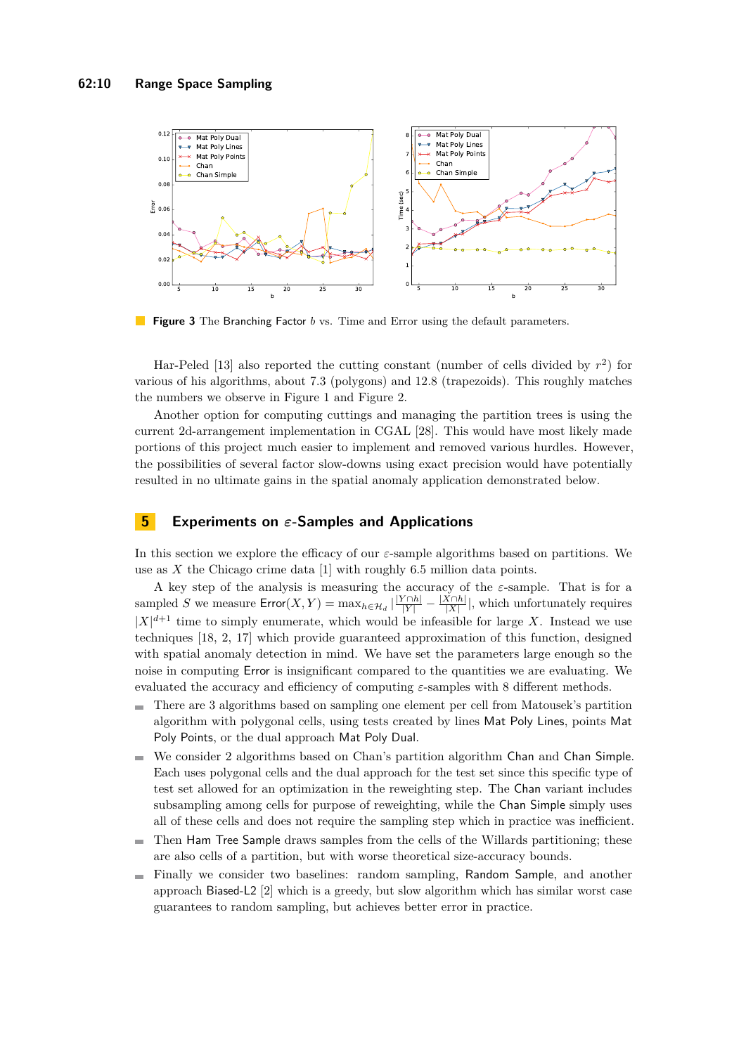**Figure 3** The Branching Factor $b$ vs. Time and Error using the default parameters.

Har-Peled [13] also reported the cutting constant (number of cells divided by $r^2$) for various of his algorithms, about 7.3 (polygons) and 12.8 (trapezoids). This roughly matches the numbers we observe in Figure 1 and Figure 2.

Another option for computing cuttings and managing the partition trees is using the current 2d-arrangement implementation in CGAL [28]. This would have most likely made portions of this project much easier to implement and removed various hurdles. However, the possibilities of several factor slow-downs using exact precision would have potentially resulted in no ultimate gains in the spatial anomaly application demonstrated below.

## 5 Experiments on $\varepsilon$-Samples and Applications

In this section we explore the efficacy of our $\varepsilon$-sample algorithms based on partitions. We use as $X$ the Chicago crime data [1] with roughly 6.5 million data points.

A key step of the analysis is measuring the accuracy of the $\varepsilon$-sample. That is for a sampled $S$ we measure $\mathsf{Error}(X,Y) = \max_{h \in \mathcal{H}_d} |\frac{|Y \cap h|}{|Y|} - \frac{|X \cap h|}{|X|}|$, which unfortunately requires $|X|^{d+1}$ time to simply enumerate, which would be infeasible for large $X$. Instead we use techniques [18, 2, 17] which provide guaranteed approximation of this function, designed with spatial anomaly detection in mind. We have set the parameters large enough so the noise in computing Error is insignificant compared to the quantities we are evaluating. We evaluated the accuracy and efficiency of computing $\varepsilon$-samples with 8 different methods.

- There are 3 algorithms based on sampling one element per cell from Matousek's partition algorithm with polygonal cells, using tests created by lines Mat Poly Lines, points Mat Poly Points, or the dual approach Mat Poly Dual.
- We consider 2 algorithms based on Chan's partition algorithm Chan and Chan Simple. Each uses polygonal cells and the dual approach for the test set since this specific type of test set allowed for an optimization in the reweighting step. The Chan variant includes subsampling among cells for purpose of reweighting, while the Chan Simple simply uses all of these cells and does not require the sampling step which in practice was inefficient.
- Then Ham Tree Sample draws samples from the cells of the Willards partitioning; these are also cells of a partition, but with worse theoretical size-accuracy bounds.
- Finally we consider two baselines: random sampling, Random Sample, and another approach Biased-L2 [2] which is a greedy, but slow algorithm which has similar worst case guarantees to random sampling, but achieves better error in practice.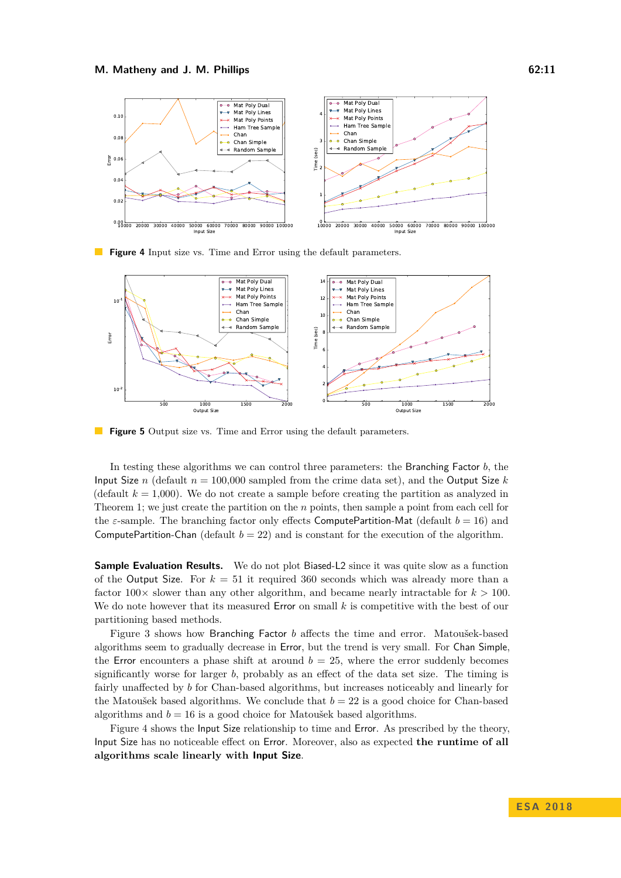**Figure 4** Input size vs. Time and Error using the default parameters.

**Figure 5** Output size vs. Time and Error using the default parameters.

In testing these algorithms we can control three parameters: the Branching Factor $b$, the Input Size $n$ (default $n = 100{,}000$ sampled from the crime data set), and the Output Size $k$ (default $k = 1{,}000$). We do not create a sample before creating the partition as analyzed in Theorem 1; we just create the partition on the $n$ points, then sample a point from each cell for the $\varepsilon$-sample. The branching factor only effects ComputePartition-Mat (default $b = 16$) and ComputePartition-Chan (default $b = 22$) and is constant for the execution of the algorithm.

**Sample Evaluation Results.** We do not plot Biased-L2 since it was quite slow as a function of the Output Size. For $k = 51$ it required 360 seconds which was already more than a factor $100\times$ slower than any other algorithm, and became nearly intractable for $k > 100$. We do note however that its measured Error on small $k$ is competitive with the best of our partitioning based methods.

Figure 3 shows how Branching Factor $b$ affects the time and error. Matoušek-based algorithms seem to gradually decrease in Error, but the trend is very small. For Chan Simple, the Error encounters a phase shift at around $b = 25$, where the error suddenly becomes significantly worse for larger $b$, probably as an effect of the data set size. The timing is fairly unaffected by $b$ for Chan-based algorithms, but increases noticeably and linearly for the Matoušek based algorithms. We conclude that $b = 22$ is a good choice for Chan-based algorithms and $b = 16$ is a good choice for Matoušek based algorithms.

Figure 4 shows the Input Size relationship to time and Error. As prescribed by the theory, Input Size has no noticeable effect on Error. Moreover, also as expected **the runtime of all algorithms scale linearly with Input Size**.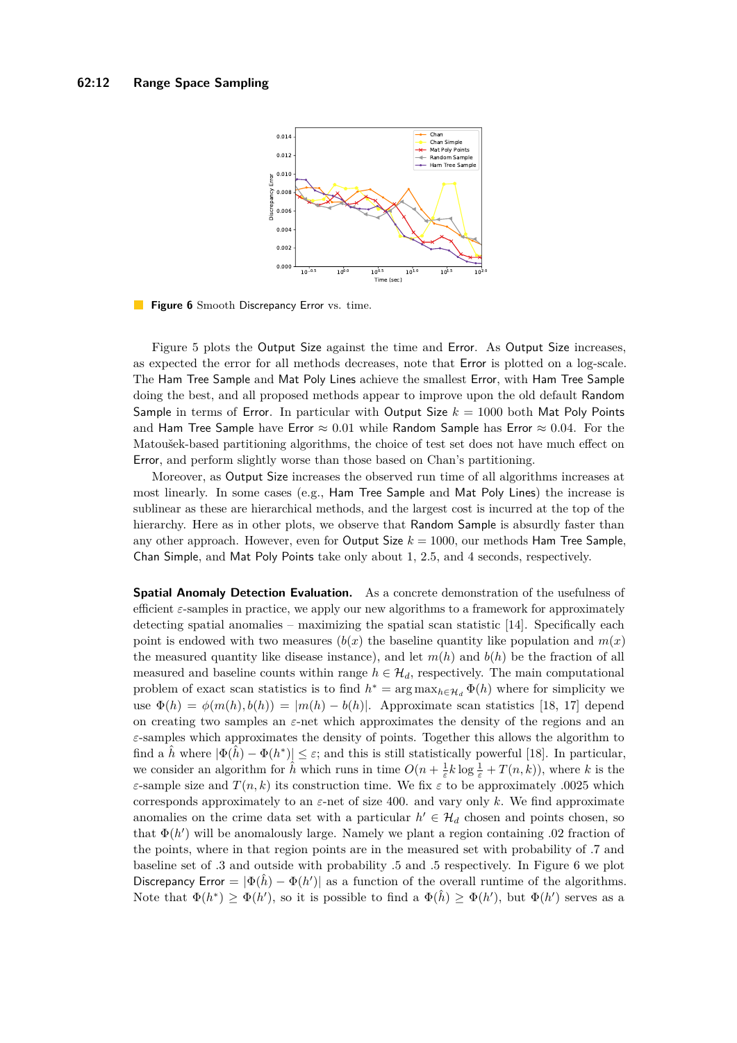**Figure 6** Smooth Discrepancy Error vs. time.

Figure 5 plots the Output Size against the time and Error. As Output Size increases, as expected the error for all methods decreases, note that Error is plotted on a log-scale. The Ham Tree Sample and Mat Poly Lines achieve the smallest Error, with Ham Tree Sample doing the best, and all proposed methods appear to improve upon the old default Random Sample in terms of Error. In particular with Output Size $k = 1000$ both Mat Poly Points and Ham Tree Sample have Error $\approx 0.01$ while Random Sample has Error $\approx 0.04$. For the Matoušek-based partitioning algorithms, the choice of test set does not have much effect on Error, and perform slightly worse than those based on Chan's partitioning.

Moreover, as Output Size increases the observed run time of all algorithms increases at most linearly. In some cases (e.g., Ham Tree Sample and Mat Poly Lines) the increase is sublinear as these are hierarchical methods, and the largest cost is incurred at the top of the hierarchy. Here as in other plots, we observe that Random Sample is absurdly faster than any other approach. However, even for Output Size $k = 1000$, our methods Ham Tree Sample, Chan Simple, and Mat Poly Points take only about 1, 2.5, and 4 seconds, respectively.

**Spatial Anomaly Detection Evaluation.** As a concrete demonstration of the usefulness of efficient $\varepsilon$-samples in practice, we apply our new algorithms to a framework for approximately detecting spatial anomalies – maximizing the spatial scan statistic [14]. Specifically each point is endowed with two measures ($b(x)$ the baseline quantity like population and $m(x)$ the measured quantity like disease instance), and let $m(h)$ and $b(h)$ be the fraction of all measured and baseline counts within range $h \in \mathcal{H}_d$, respectively. The main computational problem of exact scan statistics is to find $h^* = \arg\max_{h \in \mathcal{H}_d} \Phi(h)$ where for simplicity we use $\Phi(h) = \phi(m(h), b(h)) = |m(h) - b(h)|$. Approximate scan statistics [18, 17] depend on creating two samples an $\varepsilon$-net which approximates the density of the regions and an $\varepsilon$-samples which approximates the density of points. Together this allows the algorithm to find a $\hat{h}$ where $|\Phi(\hat{h}) - \Phi(h^*)| \leq \varepsilon$; and this is still statistically powerful [18]. In particular, we consider an algorithm for $\hat{h}$ which runs in time $O(n + \frac{1}{\varepsilon} k \log \frac{1}{\varepsilon} + T(n,k))$, where $k$ is the $\varepsilon$-sample size and $T(n,k)$ its construction time. We fix $\varepsilon$ to be approximately .0025 which corresponds approximately to an $\varepsilon$-net of size 400. and vary only $k$. We find approximate anomalies on the crime data set with a particular $h' \in \mathcal{H}_d$ chosen and points chosen, so that $\Phi(h')$ will be anomalously large. Namely we plant a region containing .02 fraction of the points, where in that region points are in the measured set with probability of .7 and baseline set of .3 and outside with probability .5 and .5 respectively. In Figure 6 we plot Discrepancy Error $= |\Phi(\hat{h}) - \Phi(h')|$ as a function of the overall runtime of the algorithms. Note that $\Phi(h^*) \geq \Phi(h')$, so it is possible to find a $\Phi(\hat{h}) \geq \Phi(h')$, but $\Phi(h')$ serves as a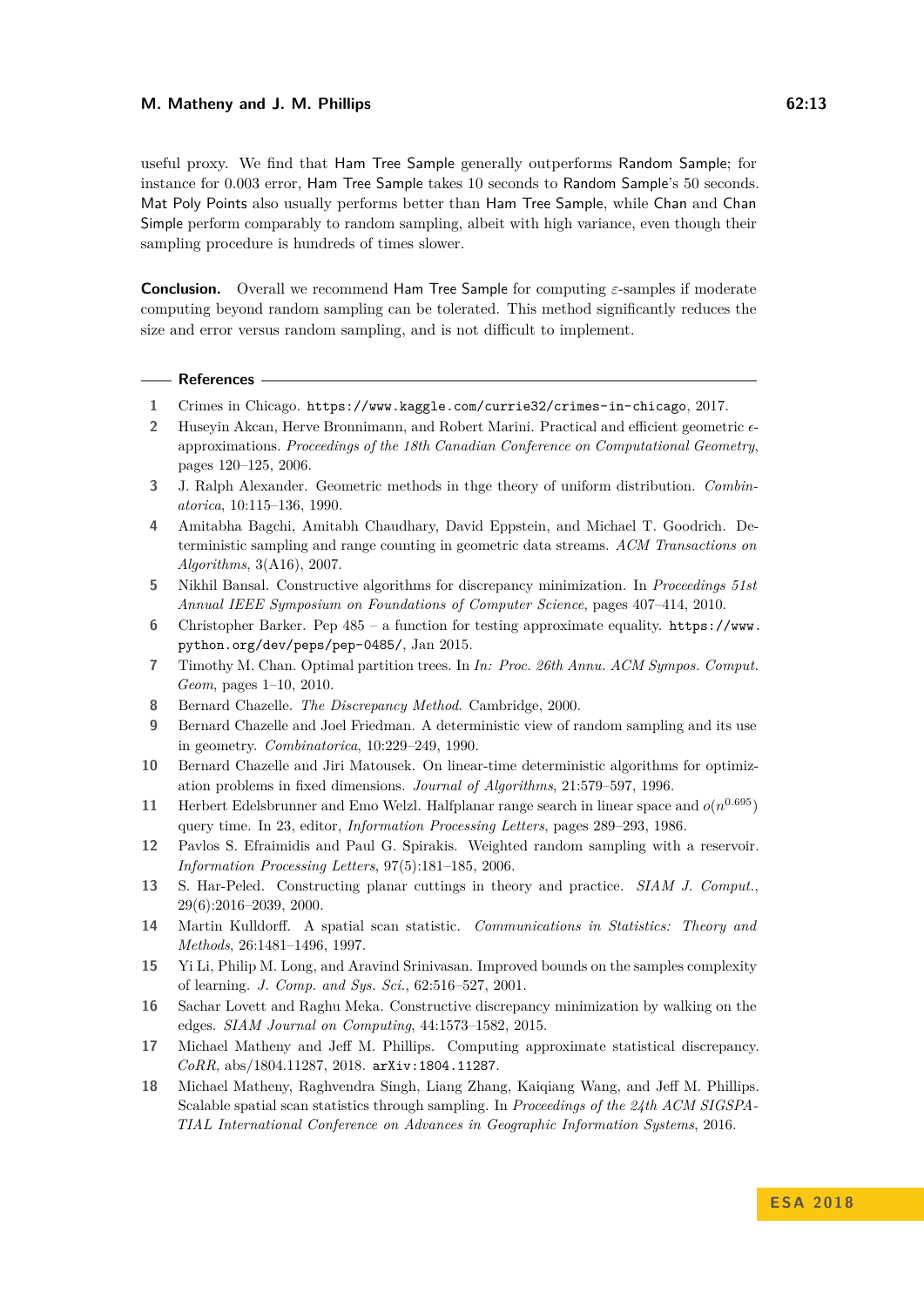useful proxy. We find that Ham Tree Sample generally outperforms Random Sample; for instance for 0.003 error, Ham Tree Sample takes 10 seconds to Random Sample's 50 seconds. Mat Poly Points also usually performs better than Ham Tree Sample, while Chan and Chan Simple perform comparably to random sampling, albeit with high variance, even though their sampling procedure is hundreds of times slower.

**Conclusion.** Overall we recommend Ham Tree Sample for computing $\varepsilon$-samples if moderate computing beyond random sampling can be tolerated. This method significantly reduces the size and error versus random sampling, and is not difficult to implement.

## References

1. Crimes in Chicago. `https://www.kaggle.com/currie32/crimes-in-chicago`, 2017.
2. Huseyin Akcan, Herve Bronnimann, and Robert Marini. Practical and efficient geometric $\epsilon$-approximations. *Proceedings of the 18th Canadian Conference on Computational Geometry*, pages 120–125, 2006.
3. J. Ralph Alexander. Geometric methods in thge theory of uniform distribution. *Combinatorica*, 10:115–136, 1990.
4. Amitabha Bagchi, Amitabh Chaudhary, David Eppstein, and Michael T. Goodrich. Deterministic sampling and range counting in geometric data streams. *ACM Transactions on Algorithms*, 3(A16), 2007.
5. Nikhil Bansal. Constructive algorithms for discrepancy minimization. In *Proceedings 51st Annual IEEE Symposium on Foundations of Computer Science*, pages 407–414, 2010.
6. Christopher Barker. Pep 485 – a function for testing approximate equality. `https://www.python.org/dev/peps/pep-0485/`, Jan 2015.
7. Timothy M. Chan. Optimal partition trees. In *In: Proc. 26th Annu. ACM Sympos. Comput. Geom*, pages 1–10, 2010.
8. Bernard Chazelle. *The Discrepancy Method*. Cambridge, 2000.
9. Bernard Chazelle and Joel Friedman. A deterministic view of random sampling and its use in geometry. *Combinatorica*, 10:229–249, 1990.
10. Bernard Chazelle and Jiri Matousek. On linear-time deterministic algorithms for optimization problems in fixed dimensions. *Journal of Algorithms*, 21:579–597, 1996.
11. Herbert Edelsbrunner and Emo Welzl. Halfplanar range search in linear space and $o(n^{0.695})$ query time. In 23, editor, *Information Processing Letters*, pages 289–293, 1986.
12. Pavlos S. Efraimidis and Paul G. Spirakis. Weighted random sampling with a reservoir. *Information Processing Letters*, 97(5):181–185, 2006.
13. S. Har-Peled. Constructing planar cuttings in theory and practice. *SIAM J. Comput.*, 29(6):2016–2039, 2000.
14. Martin Kulldorff. A spatial scan statistic. *Communications in Statistics: Theory and Methods*, 26:1481–1496, 1997.
15. Yi Li, Philip M. Long, and Aravind Srinivasan. Improved bounds on the samples complexity of learning. *J. Comp. and Sys. Sci.*, 62:516–527, 2001.
16. Sachar Lovett and Raghu Meka. Constructive discrepancy minimization by walking on the edges. *SIAM Journal on Computing*, 44:1573–1582, 2015.
17. Michael Matheny and Jeff M. Phillips. Computing approximate statistical discrepancy. *CoRR*, abs/1804.11287, 2018. `arXiv:1804.11287`.
18. Michael Matheny, Raghvendra Singh, Liang Zhang, Kaiqiang Wang, and Jeff M. Phillips. Scalable spatial scan statistics through sampling. In *Proceedings of the 24th ACM SIGSPATIAL International Conference on Advances in Geographic Information Systems*, 2016.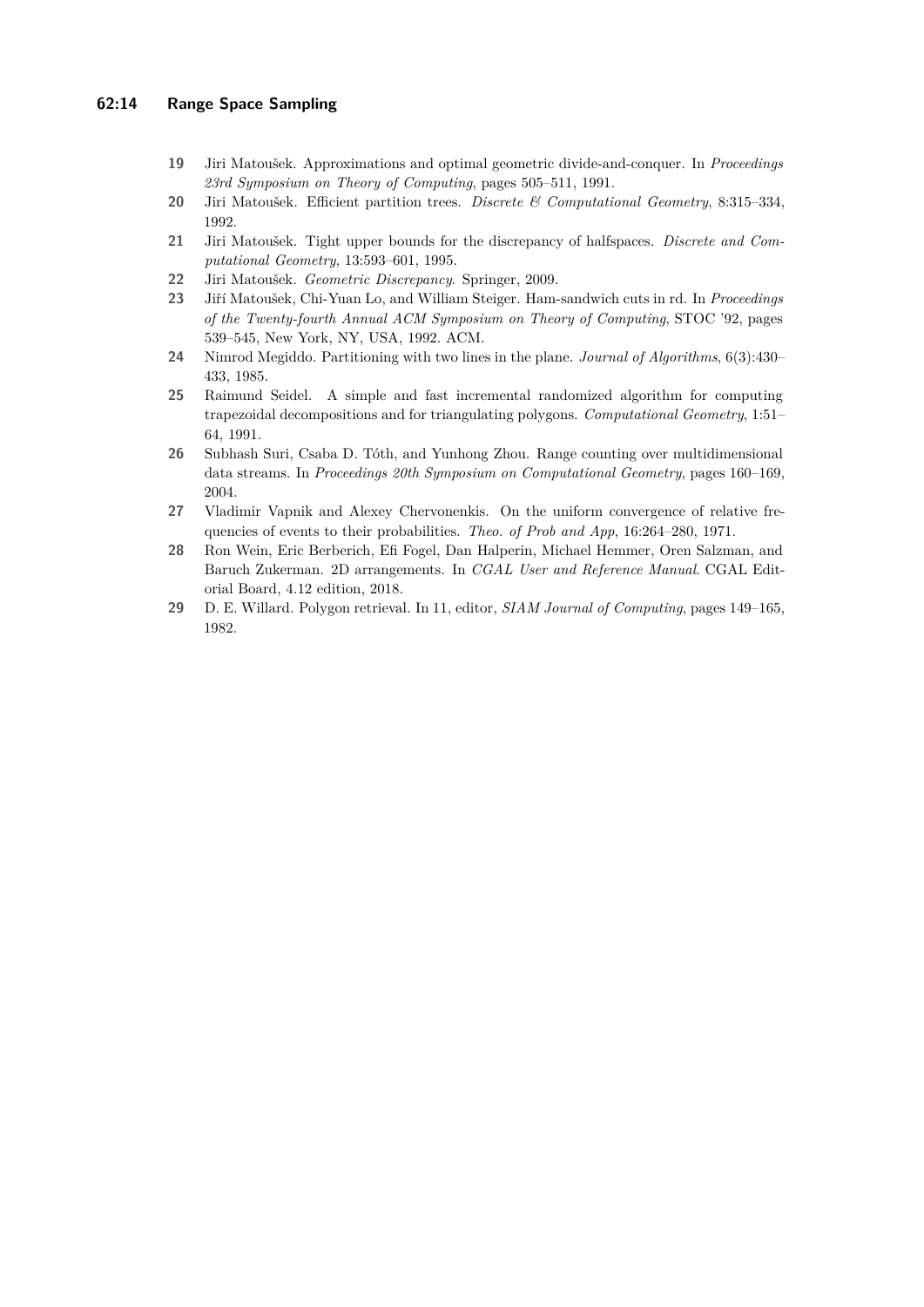19 Jiri Matoušek. Approximations and optimal geometric divide-and-conquer. In *Proceedings 23rd Symposium on Theory of Computing*, pages 505–511, 1991.

20 Jiri Matoušek. Efficient partition trees. *Discrete & Computational Geometry*, 8:315–334, 1992.

21 Jiri Matoušek. Tight upper bounds for the discrepancy of halfspaces. *Discrete and Computational Geometry*, 13:593–601, 1995.

22 Jiri Matoušek. *Geometric Discrepancy*. Springer, 2009.

23 Jiří Matoušek, Chi-Yuan Lo, and William Steiger. Ham-sandwich cuts in rd. In *Proceedings of the Twenty-fourth Annual ACM Symposium on Theory of Computing*, STOC '92, pages 539–545, New York, NY, USA, 1992. ACM.

24 Nimrod Megiddo. Partitioning with two lines in the plane. *Journal of Algorithms*, 6(3):430–433, 1985.

25 Raimund Seidel. A simple and fast incremental randomized algorithm for computing trapezoidal decompositions and for triangulating polygons. *Computational Geometry*, 1:51–64, 1991.

26 Subhash Suri, Csaba D. Tóth, and Yunhong Zhou. Range counting over multidimensional data streams. In *Proceedings 20th Symposium on Computational Geometry*, pages 160–169, 2004.

27 Vladimir Vapnik and Alexey Chervonenkis. On the uniform convergence of relative frequencies of events to their probabilities. *Theo. of Prob and App*, 16:264–280, 1971.

28 Ron Wein, Eric Berberich, Efi Fogel, Dan Halperin, Michael Hemmer, Oren Salzman, and Baruch Zukerman. 2D arrangements. In *CGAL User and Reference Manual*. CGAL Editorial Board, 4.12 edition, 2018.

29 D. E. Willard. Polygon retrieval. In 11, editor, *SIAM Journal of Computing*, pages 149–165, 1982.